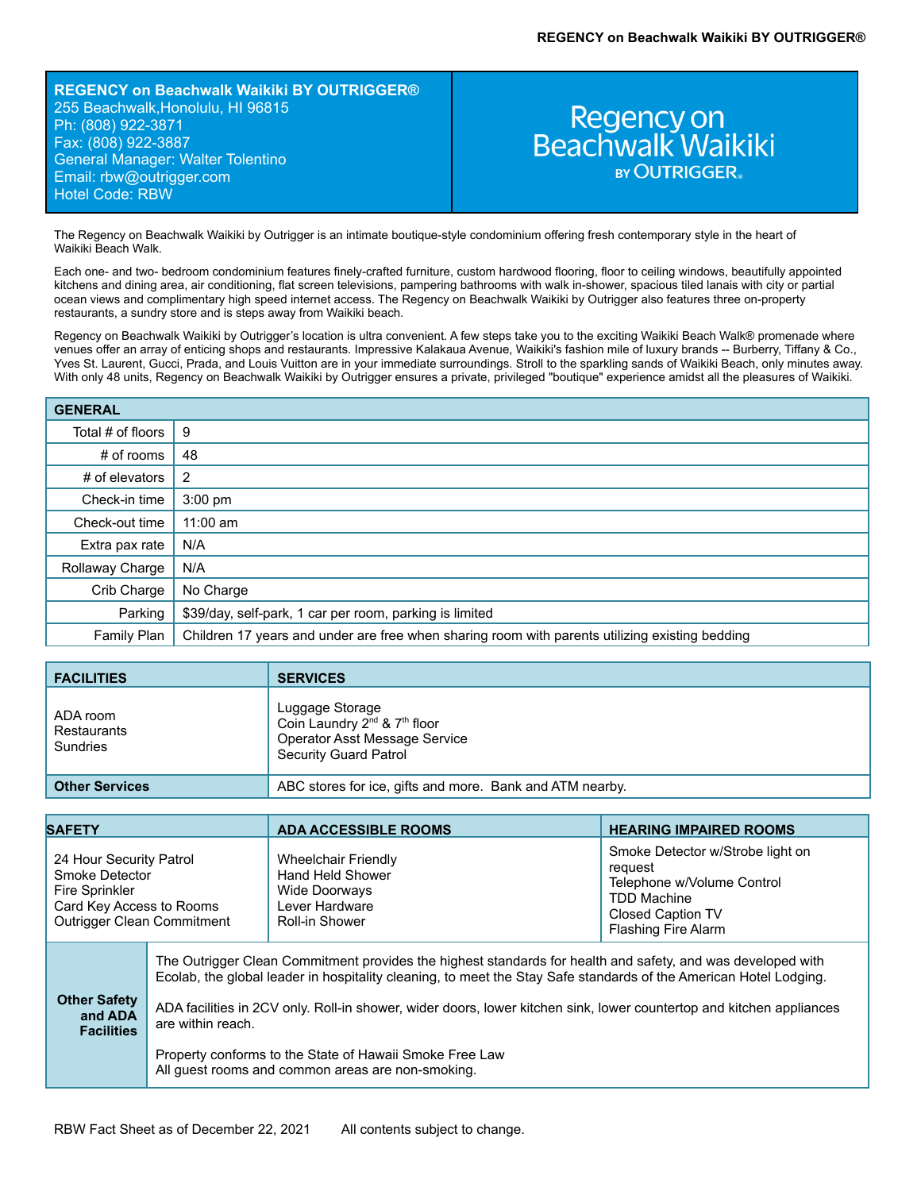# REGENCY on Beachwalk Waikiki BY OUTRIGGER®

**REGENCY on Beachwalk Waikiki BY OUTRIGGER®**
255 Beachwalk,Honolulu, HI 96815
Ph: (808) 922-3871
Fax: (808) 922-3887
General Manager: Walter Tolentino
Email: rbw@outrigger.com
Hotel Code: RBW

Regency on Beachwalk Waikiki BY OUTRIGGER®

The Regency on Beachwalk Waikiki by Outrigger is an intimate boutique-style condominium offering fresh contemporary style in the heart of Waikiki Beach Walk.

Each one- and two- bedroom condominium features finely-crafted furniture, custom hardwood flooring, floor to ceiling windows, beautifully appointed kitchens and dining area, air conditioning, flat screen televisions, pampering bathrooms with walk in-shower, spacious tiled lanais with city or partial ocean views and complimentary high speed internet access. The Regency on Beachwalk Waikiki by Outrigger also features three on-property restaurants, a sundry store and is steps away from Waikiki beach.

Regency on Beachwalk Waikiki by Outrigger's location is ultra convenient. A few steps take you to the exciting Waikiki Beach Walk® promenade where venues offer an array of enticing shops and restaurants. Impressive Kalakaua Avenue, Waikiki's fashion mile of luxury brands -- Burberry, Tiffany & Co., Yves St. Laurent, Gucci, Prada, and Louis Vuitton are in your immediate surroundings. Stroll to the sparkling sands of Waikiki Beach, only minutes away. With only 48 units, Regency on Beachwalk Waikiki by Outrigger ensures a private, privileged "boutique" experience amidst all the pleasures of Waikiki.

| GENERAL | |
|---|---|
| Total # of floors | 9 |
| # of rooms | 48 |
| # of elevators | 2 |
| Check-in time | 3:00 pm |
| Check-out time | 11:00 am |
| Extra pax rate | N/A |
| Rollaway Charge | N/A |
| Crib Charge | No Charge |
| Parking | $39/day, self-park, 1 car per room, parking is limited |
| Family Plan | Children 17 years and under are free when sharing room with parents utilizing existing bedding |

| FACILITIES | SERVICES |
|---|---|
| ADA room<br>Restaurants<br>Sundries | Luggage Storage<br>Coin Laundry 2nd & 7th floor<br>Operator Asst Message Service<br>Security Guard Patrol |
| **Other Services** | ABC stores for ice, gifts and more. Bank and ATM nearby. |

| SAFETY | ADA ACCESSIBLE ROOMS | HEARING IMPAIRED ROOMS |
|---|---|---|
| 24 Hour Security Patrol<br>Smoke Detector<br>Fire Sprinkler<br>Card Key Access to Rooms<br>Outrigger Clean Commitment | Wheelchair Friendly<br>Hand Held Shower<br>Wide Doorways<br>Lever Hardware<br>Roll-in Shower | Smoke Detector w/Strobe light on request<br>Telephone w/Volume Control<br>TDD Machine<br>Closed Caption TV<br>Flashing Fire Alarm |

**Other Safety and ADA Facilities**

The Outrigger Clean Commitment provides the highest standards for health and safety, and was developed with Ecolab, the global leader in hospitality cleaning, to meet the Stay Safe standards of the American Hotel Lodging.

ADA facilities in 2CV only. Roll-in shower, wider doors, lower kitchen sink, lower countertop and kitchen appliances are within reach.

Property conforms to the State of Hawaii Smoke Free Law
All guest rooms and common areas are non-smoking.

RBW Fact Sheet as of December 22, 2021 All contents subject to change.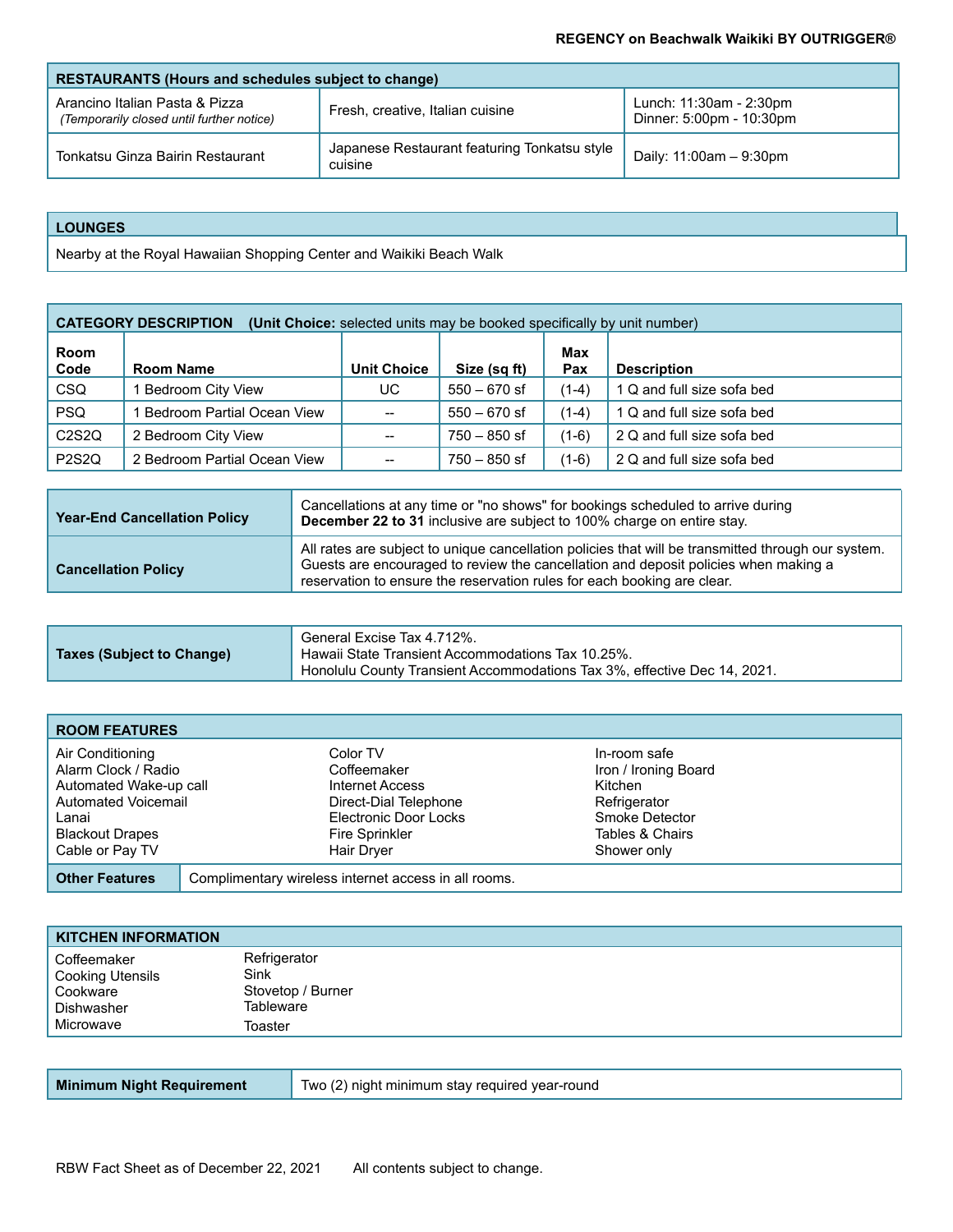REGENCY on Beachwalk Waikiki BY OUTRIGGER®

| RESTAURANTS (Hours and schedules subject to change) | | |
|---|---|---|
| Arancino Italian Pasta & Pizza *(Temporarily closed until further notice)* | Fresh, creative, Italian cuisine | Lunch: 11:30am - 2:30pm<br>Dinner: 5:00pm - 10:30pm |
| Tonkatsu Ginza Bairin Restaurant | Japanese Restaurant featuring Tonkatsu style cuisine | Daily: 11:00am – 9:30pm |

| LOUNGES |
|---|
| Nearby at the Royal Hawaiian Shopping Center and Waikiki Beach Walk |

**CATEGORY DESCRIPTION** (**Unit Choice:** selected units may be booked specifically by unit number)

| Room Code | Room Name | Unit Choice | Size (sq ft) | Max Pax | Description |
|---|---|---|---|---|---|
| CSQ | 1 Bedroom City View | UC | 550 – 670 sf | (1-4) | 1 Q and full size sofa bed |
| PSQ | 1 Bedroom Partial Ocean View | -- | 550 – 670 sf | (1-4) | 1 Q and full size sofa bed |
| C2S2Q | 2 Bedroom City View | -- | 750 – 850 sf | (1-6) | 2 Q and full size sofa bed |
| P2S2Q | 2 Bedroom Partial Ocean View | -- | 750 – 850 sf | (1-6) | 2 Q and full size sofa bed |

| | |
|---|---|
| **Year-End Cancellation Policy** | Cancellations at any time or "no shows" for bookings scheduled to arrive during **December 22 to 31** inclusive are subject to 100% charge on entire stay. |
| **Cancellation Policy** | All rates are subject to unique cancellation policies that will be transmitted through our system. Guests are encouraged to review the cancellation and deposit policies when making a reservation to ensure the reservation rules for each booking are clear. |

| | |
|---|---|
| **Taxes (Subject to Change)** | General Excise Tax 4.712%.<br>Hawaii State Transient Accommodations Tax 10.25%.<br>Honolulu County Transient Accommodations Tax 3%, effective Dec 14, 2021. |

| ROOM FEATURES | | |
|---|---|---|
| Air Conditioning | Color TV | In-room safe |
| Alarm Clock / Radio | Coffeemaker | Iron / Ironing Board |
| Automated Wake-up call | Internet Access | Kitchen |
| Automated Voicemail | Direct-Dial Telephone | Refrigerator |
| Lanai | Electronic Door Locks | Smoke Detector |
| Blackout Drapes | Fire Sprinkler | Tables & Chairs |
| Cable or Pay TV | Hair Dryer | Shower only |
| **Other Features** | Complimentary wireless internet access in all rooms. | |

| KITCHEN INFORMATION | |
|---|---|
| Coffeemaker | Refrigerator |
| Cooking Utensils | Sink |
| Cookware | Stovetop / Burner |
| Dishwasher | Tableware |
| Microwave | Toaster |

| | |
|---|---|
| **Minimum Night Requirement** | Two (2) night minimum stay required year-round |

RBW Fact Sheet as of December 22, 2021 All contents subject to change.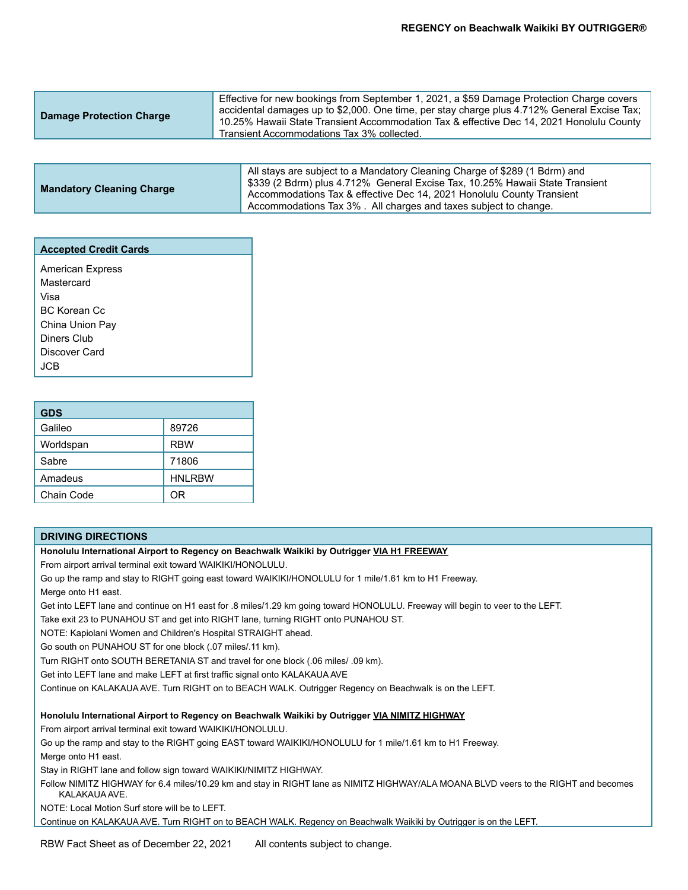| Damage Protection Charge | Effective for new bookings from September 1, 2021, a $59 Damage Protection Charge covers accidental damages up to $2,000. One time, per stay charge plus 4.712% General Excise Tax; 10.25% Hawaii State Transient Accommodation Tax & effective Dec 14, 2021 Honolulu County Transient Accommodations Tax 3% collected. |
|---|---|

| Mandatory Cleaning Charge | All stays are subject to a Mandatory Cleaning Charge of $289 (1 Bdrm) and $339 (2 Bdrm) plus 4.712% General Excise Tax, 10.25% Hawaii State Transient Accommodations Tax & effective Dec 14, 2021 Honolulu County Transient Accommodations Tax 3% . All charges and taxes subject to change. |
|---|---|

| Accepted Credit Cards |
|---|
| American Express |
| Mastercard |
| Visa |
| BC Korean Cc |
| China Union Pay |
| Diners Club |
| Discover Card |
| JCB |

| GDS | |
|---|---|
| Galileo | 89726 |
| Worldspan | RBW |
| Sabre | 71806 |
| Amadeus | HNLRBW |
| Chain Code | OR |

## DRIVING DIRECTIONS

**Honolulu International Airport to Regency on Beachwalk Waikiki by Outrigger VIA H1 FREEWAY**

From airport arrival terminal exit toward WAIKIKI/HONOLULU.

Go up the ramp and stay to RIGHT going east toward WAIKIKI/HONOLULU for 1 mile/1.61 km to H1 Freeway.

Merge onto H1 east.

Get into LEFT lane and continue on H1 east for .8 miles/1.29 km going toward HONOLULU. Freeway will begin to veer to the LEFT.

Take exit 23 to PUNAHOU ST and get into RIGHT lane, turning RIGHT onto PUNAHOU ST.

NOTE: Kapiolani Women and Children's Hospital STRAIGHT ahead.

Go south on PUNAHOU ST for one block (.07 miles/.11 km).

Turn RIGHT onto SOUTH BERETANIA ST and travel for one block (.06 miles/ .09 km).

Get into LEFT lane and make LEFT at first traffic signal onto KALAKAUA AVE

Continue on KALAKAUA AVE. Turn RIGHT on to BEACH WALK. Outrigger Regency on Beachwalk is on the LEFT.

**Honolulu International Airport to Regency on Beachwalk Waikiki by Outrigger VIA NIMITZ HIGHWAY**

From airport arrival terminal exit toward WAIKIKI/HONOLULU.

Go up the ramp and stay to the RIGHT going EAST toward WAIKIKI/HONOLULU for 1 mile/1.61 km to H1 Freeway.

Merge onto H1 east.

Stay in RIGHT lane and follow sign toward WAIKIKI/NIMITZ HIGHWAY.

Follow NIMITZ HIGHWAY for 6.4 miles/10.29 km and stay in RIGHT lane as NIMITZ HIGHWAY/ALA MOANA BLVD veers to the RIGHT and becomes KALAKAUA AVE.

NOTE: Local Motion Surf store will be to LEFT.

Continue on KALAKAUA AVE. Turn RIGHT on to BEACH WALK. Regency on Beachwalk Waikiki by Outrigger is on the LEFT.

RBW Fact Sheet as of December 22, 2021 All contents subject to change.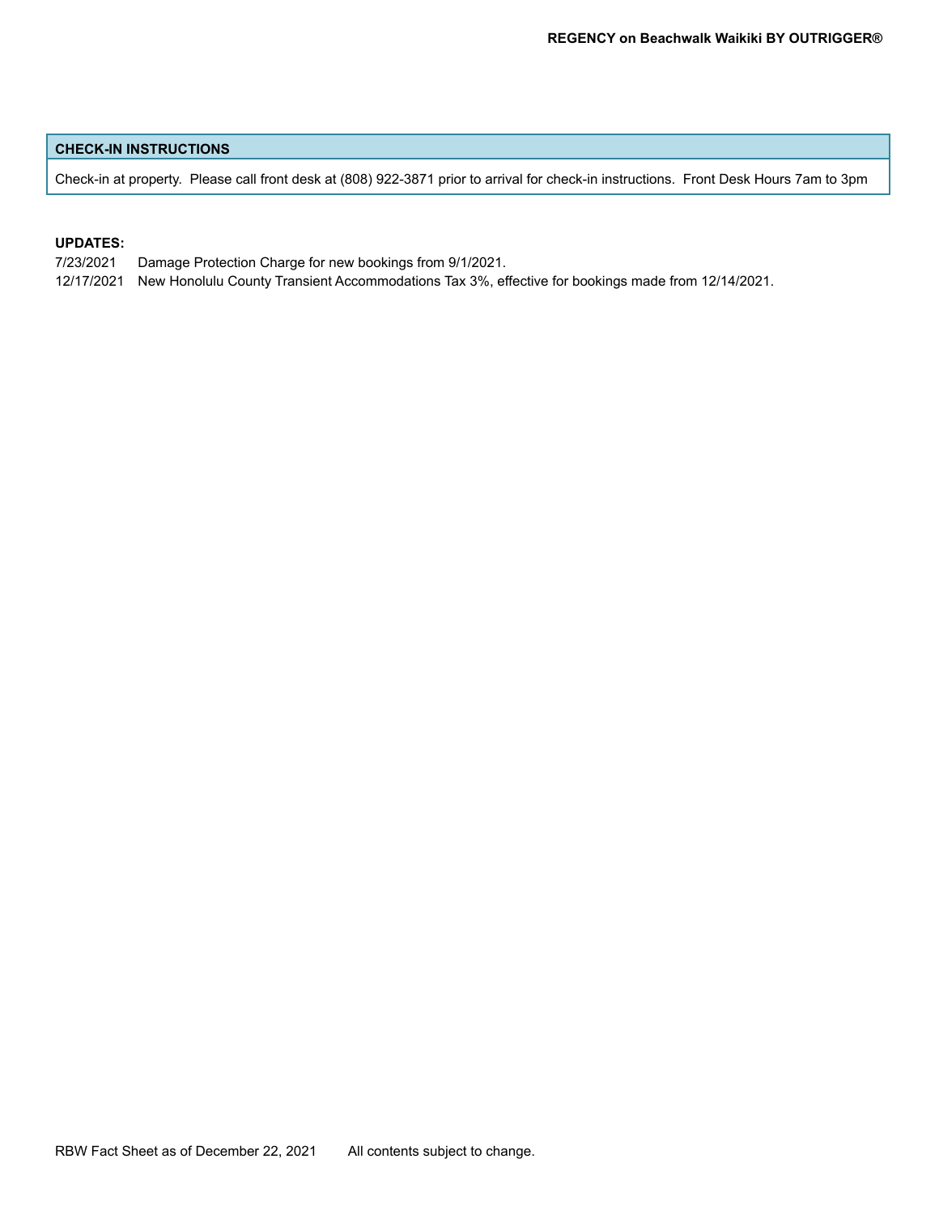## CHECK-IN INSTRUCTIONS

Check-in at property. Please call front desk at (808) 922-3871 prior to arrival for check-in instructions. Front Desk Hours 7am to 3pm

**UPDATES:**

| | |
|---|---|
| 7/23/2021 | Damage Protection Charge for new bookings from 9/1/2021. |
| 12/17/2021 | New Honolulu County Transient Accommodations Tax 3%, effective for bookings made from 12/14/2021. |